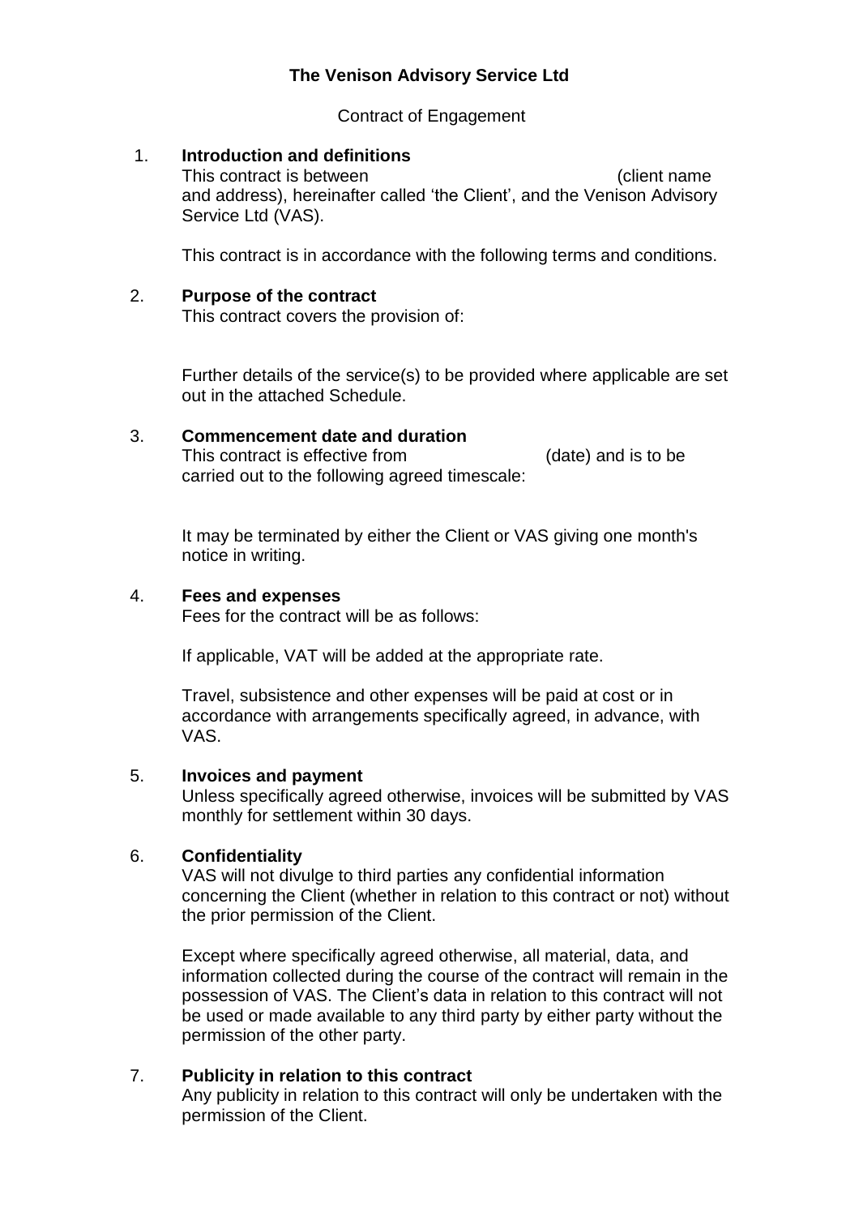# The Venison Advisory Service Ltd

Contract of Engagement

1. **Introduction and definitions**

   This contract is between (client name and address), hereinafter called 'the Client', and the Venison Advisory Service Ltd (VAS).

   This contract is in accordance with the following terms and conditions.

2. **Purpose of the contract**

   This contract covers the provision of:

   Further details of the service(s) to be provided where applicable are set out in the attached Schedule.

3. **Commencement date and duration**

   This contract is effective from (date) and is to be carried out to the following agreed timescale:

   It may be terminated by either the Client or VAS giving one month's notice in writing.

4. **Fees and expenses**

   Fees for the contract will be as follows:

   If applicable, VAT will be added at the appropriate rate.

   Travel, subsistence and other expenses will be paid at cost or in accordance with arrangements specifically agreed, in advance, with VAS.

5. **Invoices and payment**

   Unless specifically agreed otherwise, invoices will be submitted by VAS monthly for settlement within 30 days.

6. **Confidentiality**

   VAS will not divulge to third parties any confidential information concerning the Client (whether in relation to this contract or not) without the prior permission of the Client.

   Except where specifically agreed otherwise, all material, data, and information collected during the course of the contract will remain in the possession of VAS. The Client's data in relation to this contract will not be used or made available to any third party by either party without the permission of the other party.

7. **Publicity in relation to this contract**

   Any publicity in relation to this contract will only be undertaken with the permission of the Client.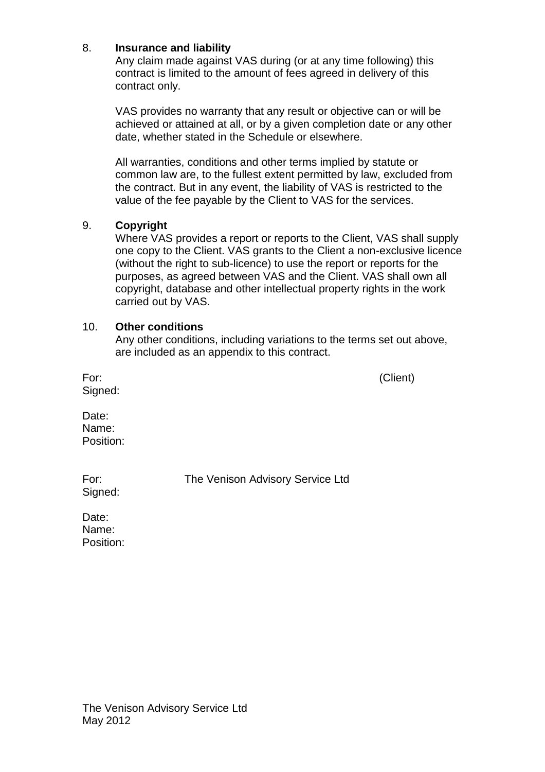8. **Insurance and liability**

Any claim made against VAS during (or at any time following) this contract is limited to the amount of fees agreed in delivery of this contract only.

VAS provides no warranty that any result or objective can or will be achieved or attained at all, or by a given completion date or any other date, whether stated in the Schedule or elsewhere.

All warranties, conditions and other terms implied by statute or common law are, to the fullest extent permitted by law, excluded from the contract. But in any event, the liability of VAS is restricted to the value of the fee payable by the Client to VAS for the services.

9. **Copyright**

Where VAS provides a report or reports to the Client, VAS shall supply one copy to the Client. VAS grants to the Client a non-exclusive licence (without the right to sub-licence) to use the report or reports for the purposes, as agreed between VAS and the Client. VAS shall own all copyright, database and other intellectual property rights in the work carried out by VAS.

10. **Other conditions**

Any other conditions, including variations to the terms set out above, are included as an appendix to this contract.

For: (Client)
Signed:

Date:
Name:
Position:

For: The Venison Advisory Service Ltd
Signed:

Date:
Name:
Position:

The Venison Advisory Service Ltd
May 2012